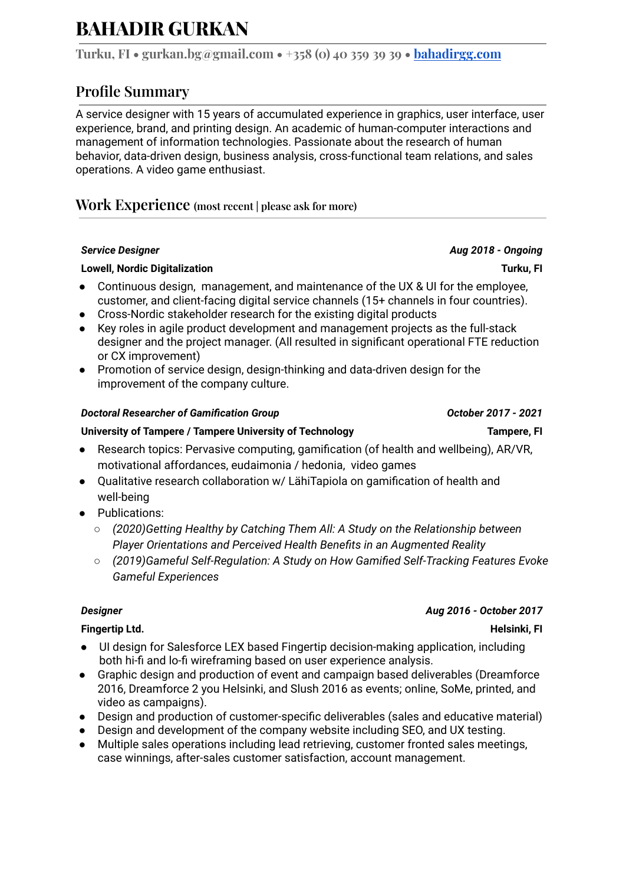# BAHADIR GURKAN

Turku, FI • gurkan.bg@gmail.com • +358 (0) 40 359 39 39 • [bahadirgg.com](bahadirgg.com)

## Profile Summary

A service designer with 15 years of accumulated experience in graphics, user interface, user experience, brand, and printing design. An academic of human-computer interactions and management of information technologies. Passionate about the research of human behavior, data-driven design, business analysis, cross-functional team relations, and sales operations. A video game enthusiast.

## Work Experience (most recent | please ask for more)

***Service Designer*** — ***Aug 2018 - Ongoing***

**Lowell, Nordic Digitalization** — **Turku, FI**

- Continuous design, management, and maintenance of the UX & UI for the employee, customer, and client-facing digital service channels (15+ channels in four countries).
- Cross-Nordic stakeholder research for the existing digital products
- Key roles in agile product development and management projects as the full-stack designer and the project manager. (All resulted in significant operational FTE reduction or CX improvement)
- Promotion of service design, design-thinking and data-driven design for the improvement of the company culture.

***Doctoral Researcher of Gamification Group*** — ***October 2017 - 2021***

**University of Tampere / Tampere University of Technology** — **Tampere, FI**

- Research topics: Pervasive computing, gamification (of health and wellbeing), AR/VR, motivational affordances, eudaimonia / hedonia, video games
- Qualitative research collaboration w/ LähiTapiola on gamification of health and well-being
- Publications:
  - *(2020)Getting Healthy by Catching Them All: A Study on the Relationship between Player Orientations and Perceived Health Benefits in an Augmented Reality*
  - *(2019)Gameful Self-Regulation: A Study on How Gamified Self-Tracking Features Evoke Gameful Experiences*

***Designer*** — ***Aug 2016 - October 2017***

**Fingertip Ltd.** — **Helsinki, FI**

- UI design for Salesforce LEX based Fingertip decision-making application, including both hi-fi and lo-fi wireframing based on user experience analysis.
- Graphic design and production of event and campaign based deliverables (Dreamforce 2016, Dreamforce 2 you Helsinki, and Slush 2016 as events; online, SoMe, printed, and video as campaigns).
- Design and production of customer-specific deliverables (sales and educative material)
- Design and development of the company website including SEO, and UX testing.
- Multiple sales operations including lead retrieving, customer fronted sales meetings, case winnings, after-sales customer satisfaction, account management.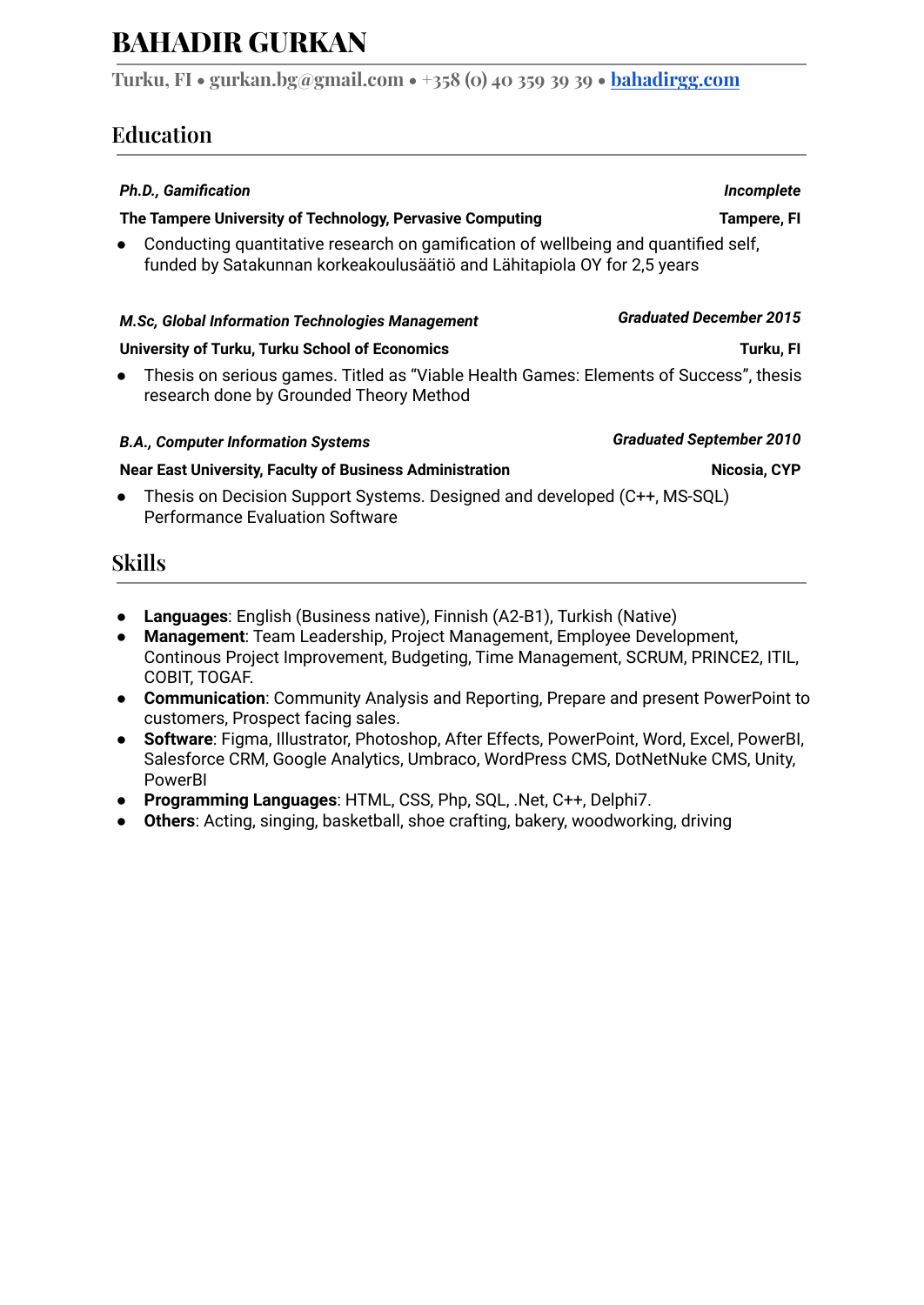# BAHADIR GURKAN

Turku, FI • gurkan.bg@gmail.com • +358 (0) 40 359 39 39 • [bahadirgg.com](bahadirgg.com)

## Education

***Ph.D., Gamification*** — ***Incomplete***

**The Tampere University of Technology, Pervasive Computing** — **Tampere, FI**

- Conducting quantitative research on gamification of wellbeing and quantified self, funded by Satakunnan korkeakoulusäätiö and Lähitapiola OY for 2,5 years

***M.Sc, Global Information Technologies Management*** — ***Graduated December 2015***

**University of Turku, Turku School of Economics** — **Turku, FI**

- Thesis on serious games. Titled as "Viable Health Games: Elements of Success", thesis research done by Grounded Theory Method

***B.A., Computer Information Systems*** — ***Graduated September 2010***

**Near East University, Faculty of Business Administration** — **Nicosia, CYP**

- Thesis on Decision Support Systems. Designed and developed (C++, MS-SQL) Performance Evaluation Software

## Skills

- **Languages**: English (Business native), Finnish (A2-B1), Turkish (Native)
- **Management**: Team Leadership, Project Management, Employee Development, Continous Project Improvement, Budgeting, Time Management, SCRUM, PRINCE2, ITIL, COBIT, TOGAF.
- **Communication**: Community Analysis and Reporting, Prepare and present PowerPoint to customers, Prospect facing sales.
- **Software**: Figma, Illustrator, Photoshop, After Effects, PowerPoint, Word, Excel, PowerBI, Salesforce CRM, Google Analytics, Umbraco, WordPress CMS, DotNetNuke CMS, Unity, PowerBI
- **Programming Languages**: HTML, CSS, Php, SQL, .Net, C++, Delphi7.
- **Others**: Acting, singing, basketball, shoe crafting, bakery, woodworking, driving